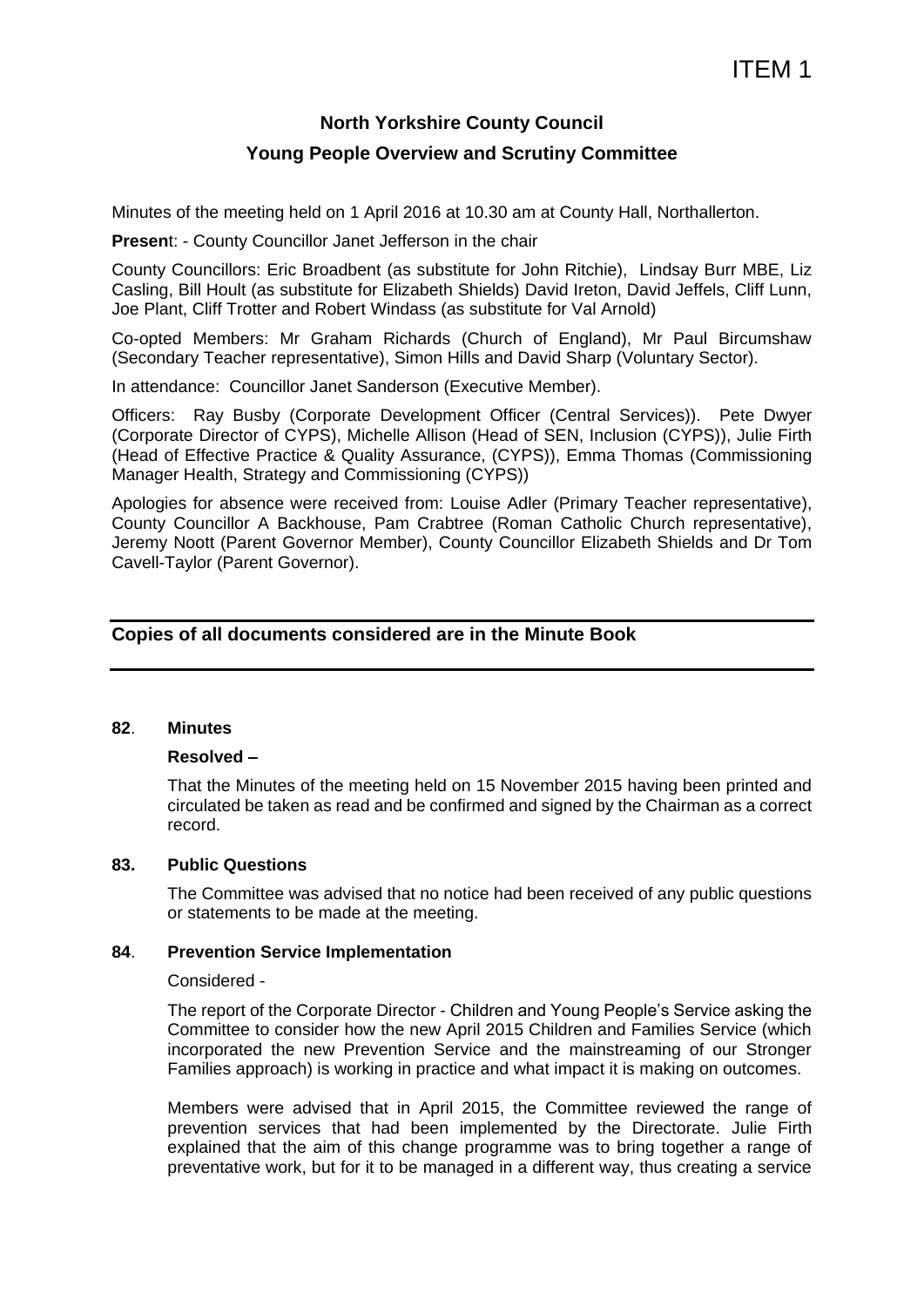ITEM 1

# North Yorkshire County Council

## Young People Overview and Scrutiny Committee

Minutes of the meeting held on 1 April 2016 at 10.30 am at County Hall, Northallerton.

**Present**: - County Councillor Janet Jefferson in the chair

County Councillors: Eric Broadbent (as substitute for John Ritchie), Lindsay Burr MBE, Liz Casling, Bill Hoult (as substitute for Elizabeth Shields) David Ireton, David Jeffels, Cliff Lunn, Joe Plant, Cliff Trotter and Robert Windass (as substitute for Val Arnold)

Co-opted Members: Mr Graham Richards (Church of England), Mr Paul Bircumshaw (Secondary Teacher representative), Simon Hills and David Sharp (Voluntary Sector).

In attendance: Councillor Janet Sanderson (Executive Member).

Officers: Ray Busby (Corporate Development Officer (Central Services)). Pete Dwyer (Corporate Director of CYPS), Michelle Allison (Head of SEN, Inclusion (CYPS)), Julie Firth (Head of Effective Practice & Quality Assurance, (CYPS)), Emma Thomas (Commissioning Manager Health, Strategy and Commissioning (CYPS))

Apologies for absence were received from: Louise Adler (Primary Teacher representative), County Councillor A Backhouse, Pam Crabtree (Roman Catholic Church representative), Jeremy Noott (Parent Governor Member), County Councillor Elizabeth Shields and Dr Tom Cavell-Taylor (Parent Governor).

---

**Copies of all documents considered are in the Minute Book**

---

**82. Minutes**

**Resolved –**

That the Minutes of the meeting held on 15 November 2015 having been printed and circulated be taken as read and be confirmed and signed by the Chairman as a correct record.

**83. Public Questions**

The Committee was advised that no notice had been received of any public questions or statements to be made at the meeting.

**84. Prevention Service Implementation**

Considered -

The report of the Corporate Director - Children and Young People's Service asking the Committee to consider how the new April 2015 Children and Families Service (which incorporated the new Prevention Service and the mainstreaming of our Stronger Families approach) is working in practice and what impact it is making on outcomes.

Members were advised that in April 2015, the Committee reviewed the range of prevention services that had been implemented by the Directorate. Julie Firth explained that the aim of this change programme was to bring together a range of preventative work, but for it to be managed in a different way, thus creating a service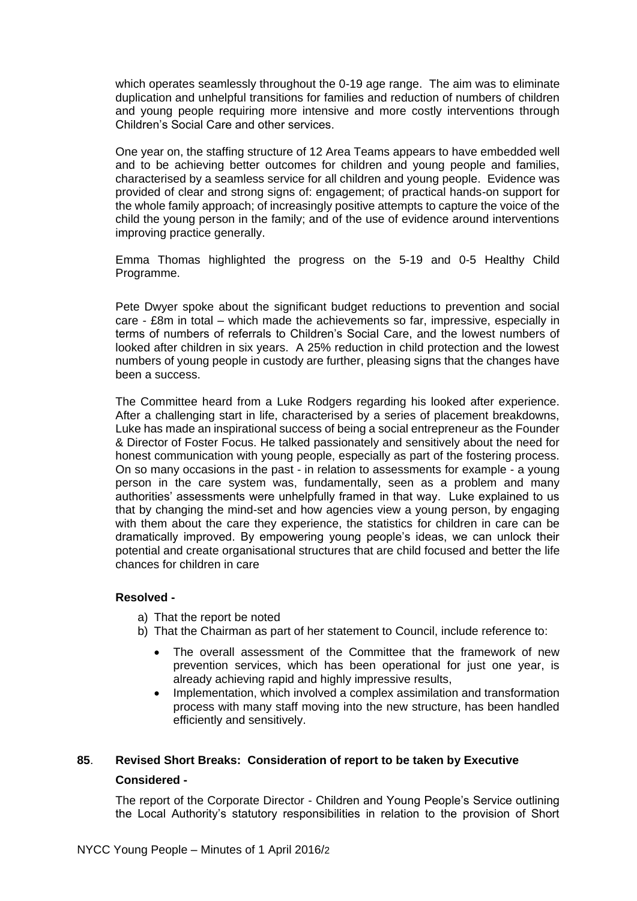which operates seamlessly throughout the 0-19 age range. The aim was to eliminate duplication and unhelpful transitions for families and reduction of numbers of children and young people requiring more intensive and more costly interventions through Children's Social Care and other services.

One year on, the staffing structure of 12 Area Teams appears to have embedded well and to be achieving better outcomes for children and young people and families, characterised by a seamless service for all children and young people. Evidence was provided of clear and strong signs of: engagement; of practical hands-on support for the whole family approach; of increasingly positive attempts to capture the voice of the child the young person in the family; and of the use of evidence around interventions improving practice generally.

Emma Thomas highlighted the progress on the 5-19 and 0-5 Healthy Child Programme.

Pete Dwyer spoke about the significant budget reductions to prevention and social care - £8m in total – which made the achievements so far, impressive, especially in terms of numbers of referrals to Children's Social Care, and the lowest numbers of looked after children in six years. A 25% reduction in child protection and the lowest numbers of young people in custody are further, pleasing signs that the changes have been a success.

The Committee heard from a Luke Rodgers regarding his looked after experience. After a challenging start in life, characterised by a series of placement breakdowns, Luke has made an inspirational success of being a social entrepreneur as the Founder & Director of Foster Focus. He talked passionately and sensitively about the need for honest communication with young people, especially as part of the fostering process. On so many occasions in the past - in relation to assessments for example - a young person in the care system was, fundamentally, seen as a problem and many authorities' assessments were unhelpfully framed in that way. Luke explained to us that by changing the mind-set and how agencies view a young person, by engaging with them about the care they experience, the statistics for children in care can be dramatically improved. By empowering young people's ideas, we can unlock their potential and create organisational structures that are child focused and better the life chances for children in care

**Resolved -**

a) That the report be noted
b) That the Chairman as part of her statement to Council, include reference to:
   - The overall assessment of the Committee that the framework of new prevention services, which has been operational for just one year, is already achieving rapid and highly impressive results,
   - Implementation, which involved a complex assimilation and transformation process with many staff moving into the new structure, has been handled efficiently and sensitively.

**85. Revised Short Breaks: Consideration of report to be taken by Executive**

**Considered -**

The report of the Corporate Director - Children and Young People's Service outlining the Local Authority's statutory responsibilities in relation to the provision of Short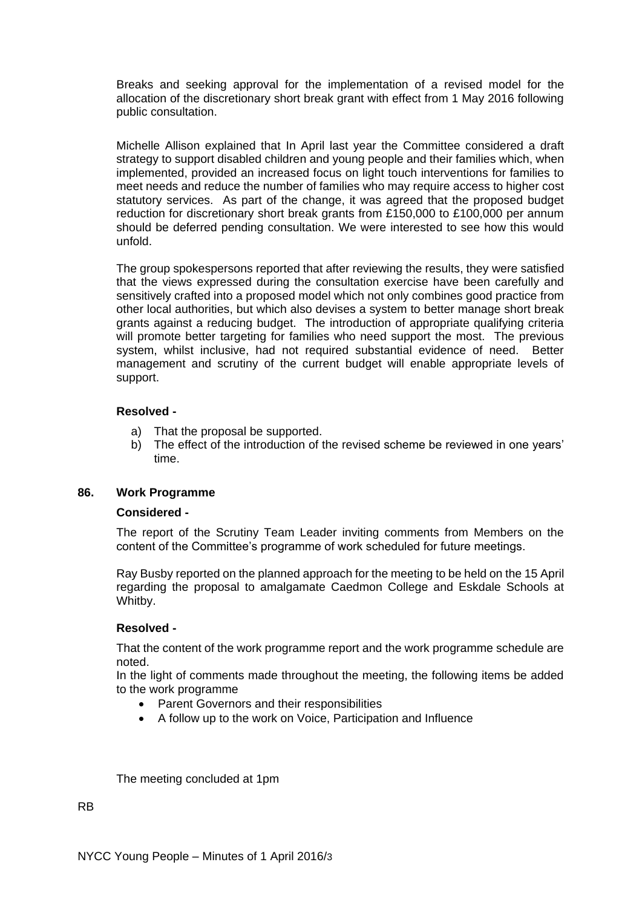Breaks and seeking approval for the implementation of a revised model for the allocation of the discretionary short break grant with effect from 1 May 2016 following public consultation.

Michelle Allison explained that In April last year the Committee considered a draft strategy to support disabled children and young people and their families which, when implemented, provided an increased focus on light touch interventions for families to meet needs and reduce the number of families who may require access to higher cost statutory services. As part of the change, it was agreed that the proposed budget reduction for discretionary short break grants from £150,000 to £100,000 per annum should be deferred pending consultation. We were interested to see how this would unfold.

The group spokespersons reported that after reviewing the results, they were satisfied that the views expressed during the consultation exercise have been carefully and sensitively crafted into a proposed model which not only combines good practice from other local authorities, but which also devises a system to better manage short break grants against a reducing budget. The introduction of appropriate qualifying criteria will promote better targeting for families who need support the most. The previous system, whilst inclusive, had not required substantial evidence of need. Better management and scrutiny of the current budget will enable appropriate levels of support.

**Resolved -**

a) That the proposal be supported.
b) The effect of the introduction of the revised scheme be reviewed in one years' time.

**86. Work Programme**

**Considered -**

The report of the Scrutiny Team Leader inviting comments from Members on the content of the Committee's programme of work scheduled for future meetings.

Ray Busby reported on the planned approach for the meeting to be held on the 15 April regarding the proposal to amalgamate Caedmon College and Eskdale Schools at Whitby.

**Resolved -**

That the content of the work programme report and the work programme schedule are noted.
In the light of comments made throughout the meeting, the following items be added to the work programme

- Parent Governors and their responsibilities
- A follow up to the work on Voice, Participation and Influence

The meeting concluded at 1pm

RB